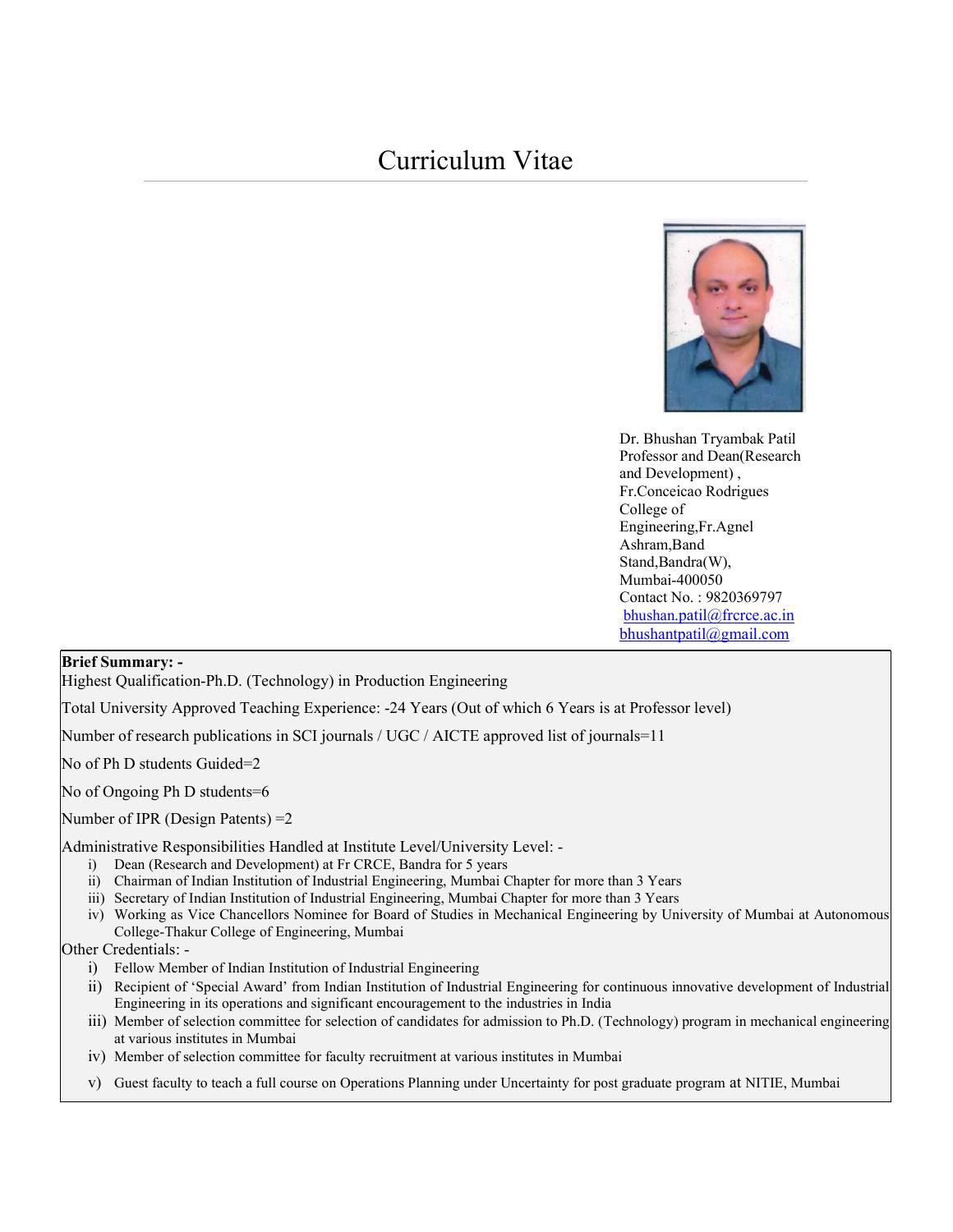# Curriculum Vitae

Dr. Bhushan Tryambak Patil
Professor and Dean(Research and Development) ,
Fr.Conceicao Rodrigues College of Engineering,Fr.Agnel Ashram,Band Stand,Bandra(W),
Mumbai-400050
Contact No. : 9820369797
bhushan.patil@frcrce.ac.in
bhushantpatil@gmail.com

**Brief Summary: -**

Highest Qualification-Ph.D. (Technology) in Production Engineering

Total University Approved Teaching Experience: -24 Years (Out of which 6 Years is at Professor level)

Number of research publications in SCI journals / UGC / AICTE approved list of journals=11

No of Ph D students Guided=2

No of Ongoing Ph D students=6

Number of IPR (Design Patents) =2

Administrative Responsibilities Handled at Institute Level/University Level: -

i) Dean (Research and Development) at Fr CRCE, Bandra for 5 years
ii) Chairman of Indian Institution of Industrial Engineering, Mumbai Chapter for more than 3 Years
iii) Secretary of Indian Institution of Industrial Engineering, Mumbai Chapter for more than 3 Years
iv) Working as Vice Chancellors Nominee for Board of Studies in Mechanical Engineering by University of Mumbai at Autonomous College-Thakur College of Engineering, Mumbai

Other Credentials: -

i) Fellow Member of Indian Institution of Industrial Engineering
ii) Recipient of 'Special Award' from Indian Institution of Industrial Engineering for continuous innovative development of Industrial Engineering in its operations and significant encouragement to the industries in India
iii) Member of selection committee for selection of candidates for admission to Ph.D. (Technology) program in mechanical engineering at various institutes in Mumbai
iv) Member of selection committee for faculty recruitment at various institutes in Mumbai
v) Guest faculty to teach a full course on Operations Planning under Uncertainty for post graduate program at NITIE, Mumbai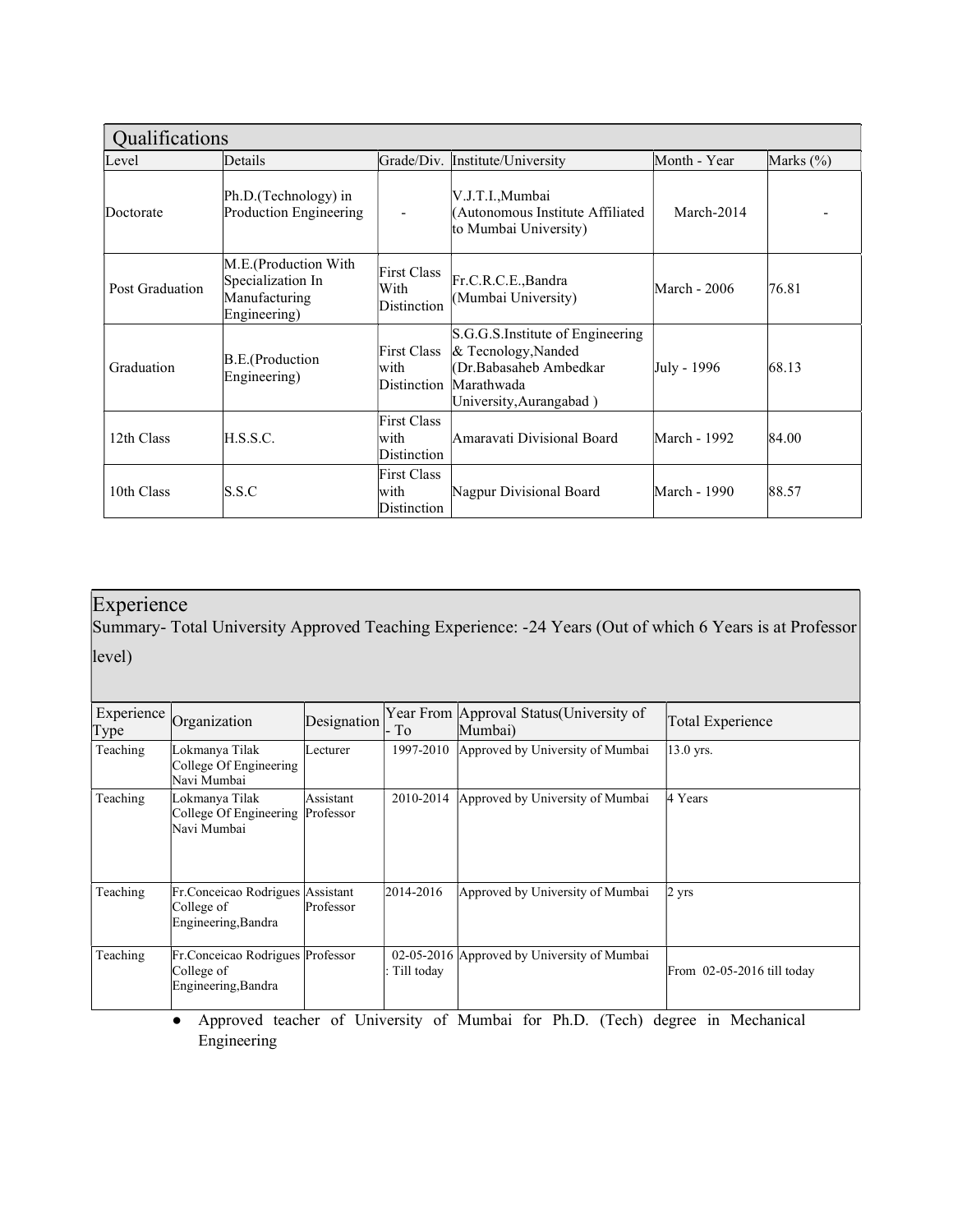## Qualifications

| Level | Details | Grade/Div. | Institute/University | Month - Year | Marks (%) |
|---|---|---|---|---|---|
| Doctorate | Ph.D.(Technology) in Production Engineering | - | V.J.T.I.,Mumbai (Autonomous Institute Affiliated to Mumbai University) | March-2014 | - |
| Post Graduation | M.E.(Production With Specialization In Manufacturing Engineering) | First Class With Distinction | Fr.C.R.C.E.,Bandra (Mumbai University) | March - 2006 | 76.81 |
| Graduation | B.E.(Production Engineering) | First Class with Distinction | S.G.G.S.Institute of Engineering & Tecnology,Nanded (Dr.Babasaheb Ambedkar Marathwada University,Aurangabad ) | July - 1996 | 68.13 |
| 12th Class | H.S.S.C. | First Class with Distinction | Amaravati Divisional Board | March - 1992 | 84.00 |
| 10th Class | S.S.C | First Class with Distinction | Nagpur Divisional Board | March - 1990 | 88.57 |

## Experience

Summary- Total University Approved Teaching Experience: -24 Years (Out of which 6 Years is at Professor level)

| Experience Type | Organization | Designation | Year From - To | Approval Status(University of Mumbai) | Total Experience |
|---|---|---|---|---|---|
| Teaching | Lokmanya Tilak College Of Engineering Navi Mumbai | Lecturer | 1997-2010 | Approved by University of Mumbai | 13.0 yrs. |
| Teaching | Lokmanya Tilak College Of Engineering Navi Mumbai | Assistant Professor | 2010-2014 | Approved by University of Mumbai | 4 Years |
| Teaching | Fr.Conceicao Rodrigues College of Engineering,Bandra | Assistant Professor | 2014-2016 | Approved by University of Mumbai | 2 yrs |
| Teaching | Fr.Conceicao Rodrigues College of Engineering,Bandra | Professor | 02-05-2016 : Till today | Approved by University of Mumbai | From 02-05-2016 till today |

- Approved teacher of University of Mumbai for Ph.D. (Tech) degree in Mechanical Engineering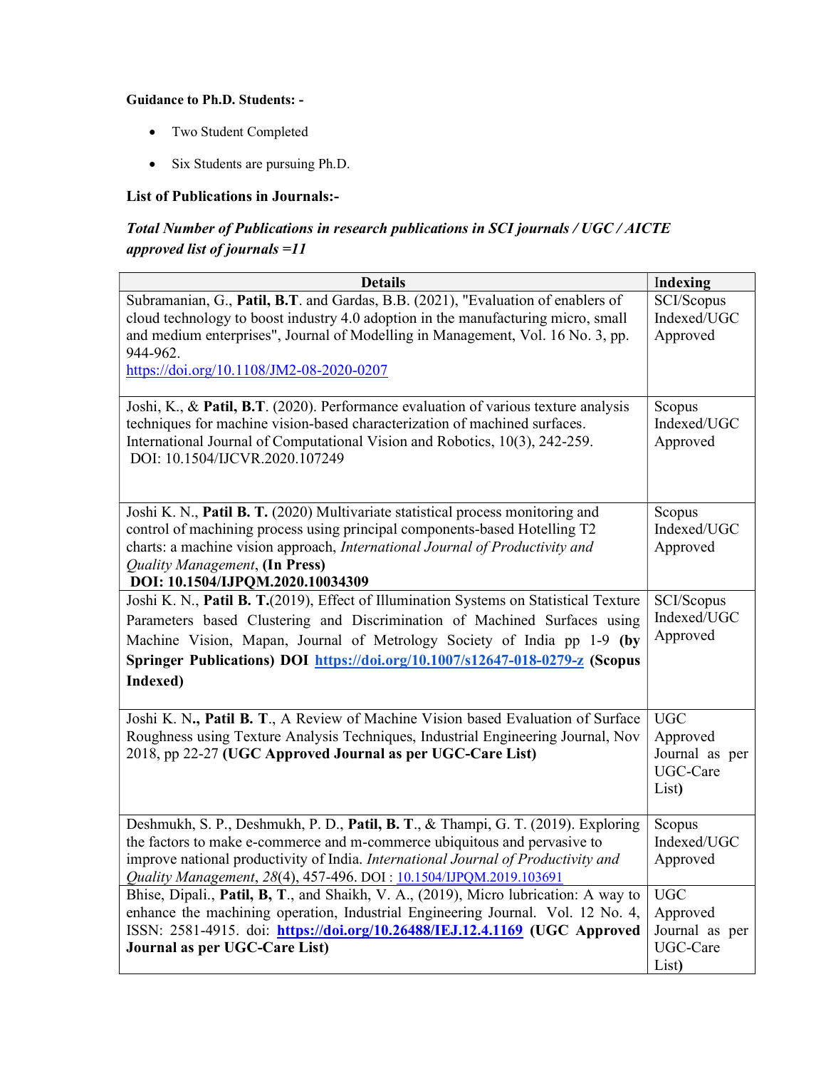**Guidance to Ph.D. Students: -**

- Two Student Completed
- Six Students are pursuing Ph.D.

**List of Publications in Journals:-**

***Total Number of Publications in research publications in SCI journals / UGC / AICTE approved list of journals =11***

| Details | Indexing |
|---|---|
| Subramanian, G., **Patil, B.T**. and Gardas, B.B. (2021), "Evaluation of enablers of cloud technology to boost industry 4.0 adoption in the manufacturing micro, small and medium enterprises", Journal of Modelling in Management, Vol. 16 No. 3, pp. 944-962. https://doi.org/10.1108/JM2-08-2020-0207 | SCI/Scopus Indexed/UGC Approved |
| Joshi, K., & **Patil, B.T**. (2020). Performance evaluation of various texture analysis techniques for machine vision-based characterization of machined surfaces. International Journal of Computational Vision and Robotics, 10(3), 242-259. DOI: 10.1504/IJCVR.2020.107249 | Scopus Indexed/UGC Approved |
| Joshi K. N., **Patil B. T.** (2020) Multivariate statistical process monitoring and control of machining process using principal components-based Hotelling T2 charts: a machine vision approach, *International Journal of Productivity and Quality Management*, **(In Press) DOI: 10.1504/IJPQM.2020.10034309** | Scopus Indexed/UGC Approved |
| Joshi K. N., **Patil B. T.**(2019), Effect of Illumination Systems on Statistical Texture Parameters based Clustering and Discrimination of Machined Surfaces using Machine Vision, Mapan, Journal of Metrology Society of India pp 1-9 **(by Springer Publications) DOI https://doi.org/10.1007/s12647-018-0279-z (Scopus Indexed)** | SCI/Scopus Indexed/UGC Approved |
| Joshi K. N**., Patil B. T**., A Review of Machine Vision based Evaluation of Surface Roughness using Texture Analysis Techniques, Industrial Engineering Journal, Nov 2018, pp 22-27 **(UGC Approved Journal as per UGC-Care List)** | UGC Approved Journal as per UGC-Care List**)** |
| Deshmukh, S. P., Deshmukh, P. D., **Patil, B. T**., & Thampi, G. T. (2019). Exploring the factors to make e-commerce and m-commerce ubiquitous and pervasive to improve national productivity of India. *International Journal of Productivity and Quality Management*, *28*(4), 457-496. DOI : 10.1504/IJPQM.2019.103691 | Scopus Indexed/UGC Approved |
| Bhise, Dipali., **Patil, B, T**., and Shaikh, V. A., (2019), Micro lubrication: A way to enhance the machining operation, Industrial Engineering Journal. Vol. 12 No. 4, ISSN: 2581-4915. doi: **https://doi.org/10.26488/IEJ.12.4.1169 (UGC Approved Journal as per UGC-Care List)** | UGC Approved Journal as per UGC-Care List**)** |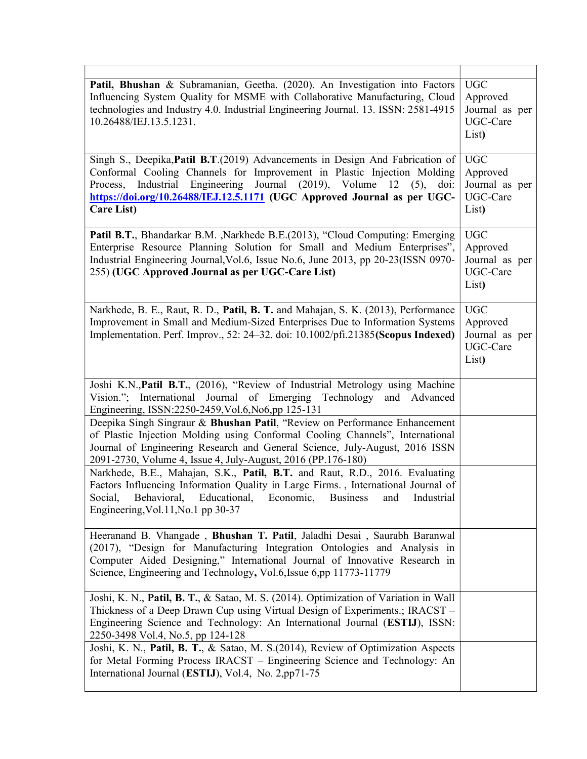| | |
|---|---|
| **Patil, Bhushan** & Subramanian, Geetha. (2020). An Investigation into Factors Influencing System Quality for MSME with Collaborative Manufacturing, Cloud technologies and Industry 4.0. Industrial Engineering Journal. 13. ISSN: 2581-4915 10.26488/IEJ.13.5.1231. | UGC Approved Journal as per UGC-Care List**)** |
| Singh S., Deepika,**Patil B.T**.(2019) Advancements in Design And Fabrication of Conformal Cooling Channels for Improvement in Plastic Injection Molding Process, Industrial Engineering Journal (2019), Volume 12 (5), doi: **https://doi.org/10.26488/IEJ.12.5.1171** **(UGC Approved Journal as per UGC-Care List)** | UGC Approved Journal as per UGC-Care List**)** |
| **Patil B.T.**, Bhandarkar B.M. ,Narkhede B.E.(2013), "Cloud Computing: Emerging Enterprise Resource Planning Solution for Small and Medium Enterprises", Industrial Engineering Journal,Vol.6, Issue No.6, June 2013, pp 20-23(ISSN 0970-255) **(UGC Approved Journal as per UGC-Care List)** | UGC Approved Journal as per UGC-Care List**)** |
| Narkhede, B. E., Raut, R. D., **Patil, B. T.** and Mahajan, S. K. (2013), Performance Improvement in Small and Medium-Sized Enterprises Due to Information Systems Implementation. Perf. Improv., 52: 24–32. doi: 10.1002/pfi.21385**(Scopus Indexed)** | UGC Approved Journal as per UGC-Care List**)** |
| Joshi K.N.,**Patil B.T.**, (2016), "Review of Industrial Metrology using Machine Vision."; International Journal of Emerging Technology and Advanced Engineering, ISSN:2250-2459,Vol.6,No6,pp 125-131 | |
| Deepika Singh Singraur & **Bhushan Patil**, "Review on Performance Enhancement of Plastic Injection Molding using Conformal Cooling Channels", International Journal of Engineering Research and General Science, July-August, 2016 ISSN 2091-2730, Volume 4, Issue 4, July-August, 2016 (PP.176-180) | |
| Narkhede, B.E., Mahajan, S.K., **Patil, B.T.** and Raut, R.D., 2016. Evaluating Factors Influencing Information Quality in Large Firms. , International Journal of Social, Behavioral, Educational, Economic, Business and Industrial Engineering,Vol.11,No.1 pp 30-37 | |
| Heeranand B. Vhangade , **Bhushan T. Patil**, Jaladhi Desai , Saurabh Baranwal (2017), "Design for Manufacturing Integration Ontologies and Analysis in Computer Aided Designing," International Journal of Innovative Research in Science, Engineering and Technology**,** Vol.6,Issue 6,pp 11773-11779 | |
| Joshi, K. N., **Patil, B. T.**, & Satao, M. S. (2014). Optimization of Variation in Wall Thickness of a Deep Drawn Cup using Virtual Design of Experiments.; IRACST – Engineering Science and Technology: An International Journal (**ESTIJ**), ISSN: 2250-3498 Vol.4, No.5, pp 124-128 | |
| Joshi, K. N., **Patil, B. T.**, & Satao, M. S.(2014), Review of Optimization Aspects for Metal Forming Process IRACST – Engineering Science and Technology: An International Journal (**ESTIJ**), Vol.4, No. 2,pp71-75 | |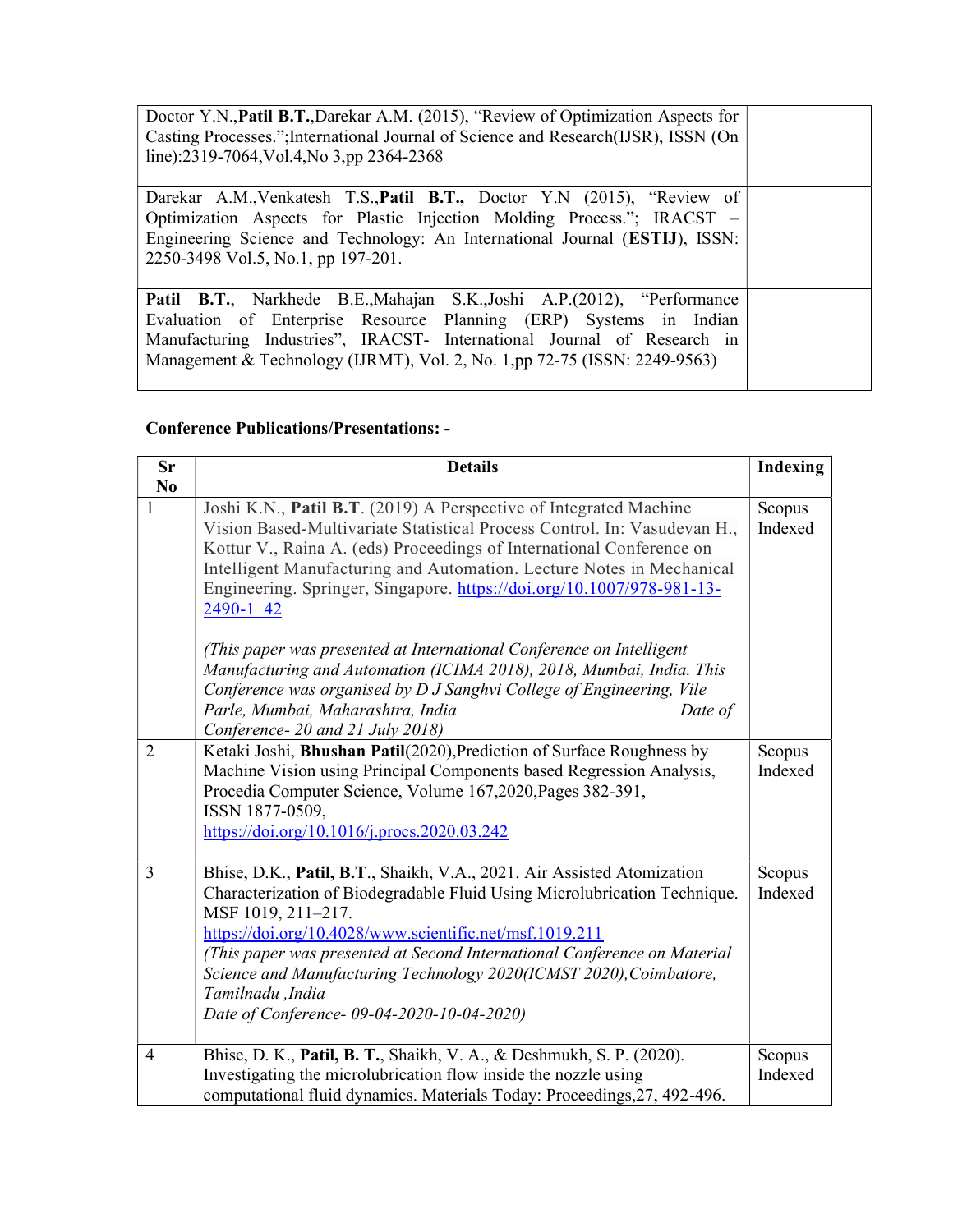| | |
|---|---|
| Doctor Y.N.,**Patil B.T.**,Darekar A.M. (2015), “Review of Optimization Aspects for Casting Processes.”;International Journal of Science and Research(IJSR), ISSN (On line):2319-7064,Vol.4,No 3,pp 2364-2368 | |
| Darekar A.M.,Venkatesh T.S.,**Patil B.T.,** Doctor Y.N (2015), “Review of Optimization Aspects for Plastic Injection Molding Process.”; IRACST – Engineering Science and Technology: An International Journal (**ESTIJ**), ISSN: 2250-3498 Vol.5, No.1, pp 197-201. | |
| **Patil B.T.**, Narkhede B.E.,Mahajan S.K.,Joshi A.P.(2012), “Performance Evaluation of Enterprise Resource Planning (ERP) Systems in Indian Manufacturing Industries”, IRACST- International Journal of Research in Management & Technology (IJRMT), Vol. 2, No. 1,pp 72-75 (ISSN: 2249-9563) | |

**Conference Publications/Presentations: -**

| Sr No | Details | Indexing |
|---|---|---|
| 1 | Joshi K.N., **Patil B.T**. (2019) A Perspective of Integrated Machine Vision Based-Multivariate Statistical Process Control. In: Vasudevan H., Kottur V., Raina A. (eds) Proceedings of International Conference on Intelligent Manufacturing and Automation. Lecture Notes in Mechanical Engineering. Springer, Singapore. https://doi.org/10.1007/978-981-13-2490-1_42 <br><br> *(This paper was presented at International Conference on Intelligent Manufacturing and Automation (ICIMA 2018), 2018, Mumbai, India. This Conference was organised by D J Sanghvi College of Engineering, Vile Parle, Mumbai, Maharashtra, India Date of Conference- 20 and 21 July 2018)* | Scopus Indexed |
| 2 | Ketaki Joshi, **Bhushan Patil**(2020),Prediction of Surface Roughness by Machine Vision using Principal Components based Regression Analysis, Procedia Computer Science, Volume 167,2020,Pages 382-391, ISSN 1877-0509, https://doi.org/10.1016/j.procs.2020.03.242 | Scopus Indexed |
| 3 | Bhise, D.K., **Patil, B.T**., Shaikh, V.A., 2021. Air Assisted Atomization Characterization of Biodegradable Fluid Using Microlubrication Technique. MSF 1019, 211–217. https://doi.org/10.4028/www.scientific.net/msf.1019.211 <br> *(This paper was presented at Second International Conference on Material Science and Manufacturing Technology 2020(ICMST 2020),Coimbatore, Tamilnadu ,India Date of Conference- 09-04-2020-10-04-2020)* | Scopus Indexed |
| 4 | Bhise, D. K., **Patil, B. T.**, Shaikh, V. A., & Deshmukh, S. P. (2020). Investigating the microlubrication flow inside the nozzle using computational fluid dynamics. Materials Today: Proceedings,27, 492-496. | Scopus Indexed |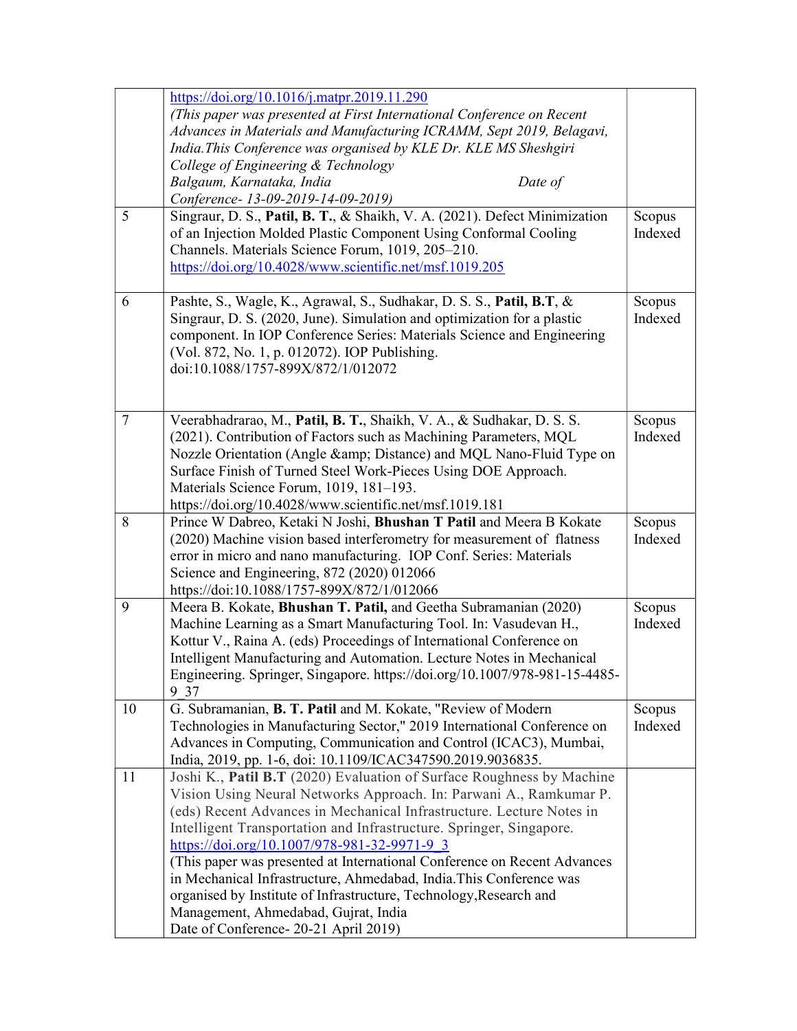| | | |
|---|---|---|
| | https://doi.org/10.1016/j.matpr.2019.11.290 *(This paper was presented at First International Conference on Recent Advances in Materials and Manufacturing ICRAMM, Sept 2019, Belagavi, India.This Conference was organised by KLE Dr. KLE MS Sheshgiri College of Engineering & Technology Balgaum, Karnataka, India Date of Conference- 13-09-2019-14-09-2019)* | |
| 5 | Singraur, D. S., **Patil, B. T.**, & Shaikh, V. A. (2021). Defect Minimization of an Injection Molded Plastic Component Using Conformal Cooling Channels. Materials Science Forum, 1019, 205–210. https://doi.org/10.4028/www.scientific.net/msf.1019.205 | Scopus Indexed |
| 6 | Pashte, S., Wagle, K., Agrawal, S., Sudhakar, D. S. S., **Patil, B.T**, & Singraur, D. S. (2020, June). Simulation and optimization for a plastic component. In IOP Conference Series: Materials Science and Engineering (Vol. 872, No. 1, p. 012072). IOP Publishing. doi:10.1088/1757-899X/872/1/012072 | Scopus Indexed |
| 7 | Veerabhadrarao, M., **Patil, B. T.**, Shaikh, V. A., & Sudhakar, D. S. S. (2021). Contribution of Factors such as Machining Parameters, MQL Nozzle Orientation (Angle &amp; Distance) and MQL Nano-Fluid Type on Surface Finish of Turned Steel Work-Pieces Using DOE Approach. Materials Science Forum, 1019, 181–193. https://doi.org/10.4028/www.scientific.net/msf.1019.181 | Scopus Indexed |
| 8 | Prince W Dabreo, Ketaki N Joshi, **Bhushan T Patil** and Meera B Kokate (2020) Machine vision based interferometry for measurement of flatness error in micro and nano manufacturing. IOP Conf. Series: Materials Science and Engineering, 872 (2020) 012066 https://doi:10.1088/1757-899X/872/1/012066 | Scopus Indexed |
| 9 | Meera B. Kokate, **Bhushan T. Patil,** and Geetha Subramanian (2020) Machine Learning as a Smart Manufacturing Tool. In: Vasudevan H., Kottur V., Raina A. (eds) Proceedings of International Conference on Intelligent Manufacturing and Automation. Lecture Notes in Mechanical Engineering. Springer, Singapore. https://doi.org/10.1007/978-981-15-4485-9_37 | Scopus Indexed |
| 10 | G. Subramanian, **B. T. Patil** and M. Kokate, "Review of Modern Technologies in Manufacturing Sector," 2019 International Conference on Advances in Computing, Communication and Control (ICAC3), Mumbai, India, 2019, pp. 1-6, doi: 10.1109/ICAC347590.2019.9036835. | Scopus Indexed |
| 11 | Joshi K., **Patil B.T** (2020) Evaluation of Surface Roughness by Machine Vision Using Neural Networks Approach. In: Parwani A., Ramkumar P. (eds) Recent Advances in Mechanical Infrastructure. Lecture Notes in Intelligent Transportation and Infrastructure. Springer, Singapore. https://doi.org/10.1007/978-981-32-9971-9_3 (This paper was presented at International Conference on Recent Advances in Mechanical Infrastructure, Ahmedabad, India.This Conference was organised by Institute of Infrastructure, Technology,Research and Management, Ahmedabad, Gujrat, India Date of Conference- 20-21 April 2019) | |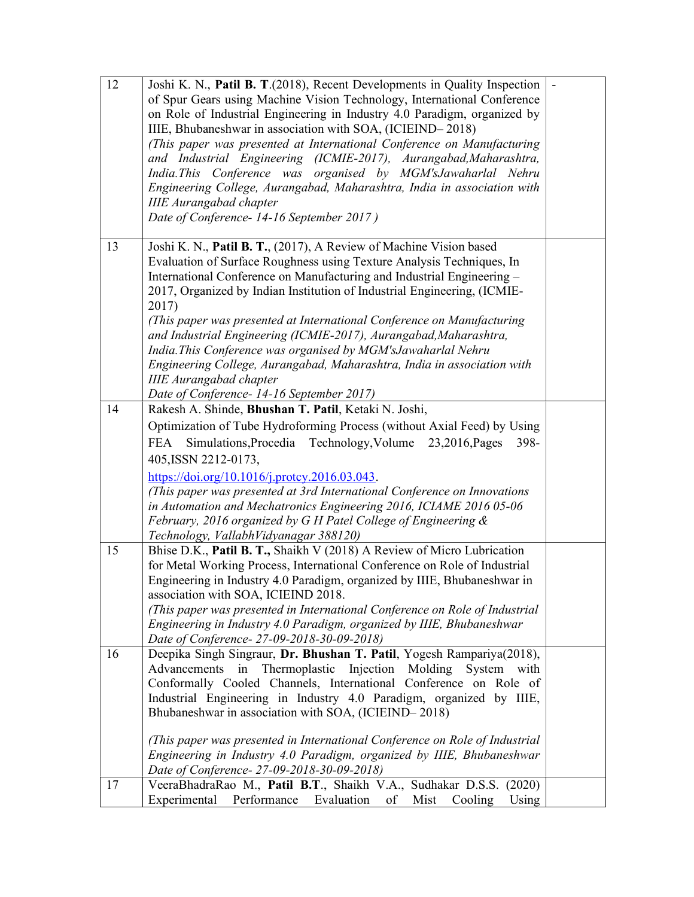| | | |
|---|---|---|
| 12 | Joshi K. N., **Patil B. T**.(2018), Recent Developments in Quality Inspection of Spur Gears using Machine Vision Technology, International Conference on Role of Industrial Engineering in Industry 4.0 Paradigm, organized by IIIE, Bhubaneshwar in association with SOA, (ICIEIND– 2018)<br>*(This paper was presented at International Conference on Manufacturing and Industrial Engineering (ICMIE-2017), Aurangabad,Maharashtra, India.This Conference was organised by MGM'sJawaharlal Nehru Engineering College, Aurangabad, Maharashtra, India in association with IIIE Aurangabad chapter*<br>*Date of Conference- 14-16 September 2017 )* | - |
| 13 | Joshi K. N., **Patil B. T.**, (2017), A Review of Machine Vision based Evaluation of Surface Roughness using Texture Analysis Techniques, In International Conference on Manufacturing and Industrial Engineering – 2017, Organized by Indian Institution of Industrial Engineering, (ICMIE-2017)<br>*(This paper was presented at International Conference on Manufacturing and Industrial Engineering (ICMIE-2017), Aurangabad,Maharashtra, India.This Conference was organised by MGM'sJawaharlal Nehru Engineering College, Aurangabad, Maharashtra, India in association with IIIE Aurangabad chapter*<br>*Date of Conference- 14-16 September 2017)* | |
| 14 | Rakesh A. Shinde, **Bhushan T. Patil**, Ketaki N. Joshi,<br>Optimization of Tube Hydroforming Process (without Axial Feed) by Using FEA Simulations,Procedia Technology,Volume 23,2016,Pages 398-405,ISSN 2212-0173,<br>https://doi.org/10.1016/j.protcy.2016.03.043.<br>*(This paper was presented at 3rd International Conference on Innovations in Automation and Mechatronics Engineering 2016, ICIAME 2016 05-06 February, 2016 organized by G H Patel College of Engineering & Technology, VallabhVidyanagar 388120)* | |
| 15 | Bhise D.K., **Patil B. T.,** Shaikh V (2018) A Review of Micro Lubrication for Metal Working Process, International Conference on Role of Industrial Engineering in Industry 4.0 Paradigm, organized by IIIE, Bhubaneshwar in association with SOA, ICIEIND 2018.<br>*(This paper was presented in International Conference on Role of Industrial Engineering in Industry 4.0 Paradigm, organized by IIIE, Bhubaneshwar Date of Conference- 27-09-2018-30-09-2018)* | |
| 16 | Deepika Singh Singraur, **Dr. Bhushan T. Patil**, Yogesh Rampariya(2018), Advancements in Thermoplastic Injection Molding System with Conformally Cooled Channels, International Conference on Role of Industrial Engineering in Industry 4.0 Paradigm, organized by IIIE, Bhubaneshwar in association with SOA, (ICIEIND– 2018)<br><br>*(This paper was presented in International Conference on Role of Industrial Engineering in Industry 4.0 Paradigm, organized by IIIE, Bhubaneshwar Date of Conference- 27-09-2018-30-09-2018)* | |
| 17 | VeeraBhadraRao M., **Patil B.T**., Shaikh V.A., Sudhakar D.S.S. (2020) Experimental Performance Evaluation of Mist Cooling Using | |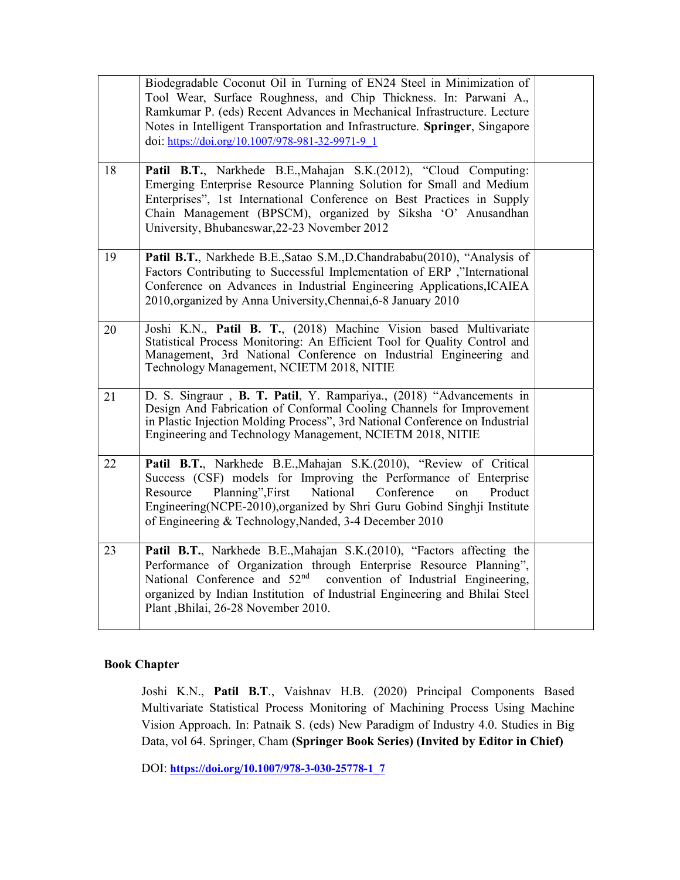| | | |
|---|---|---|
| | Biodegradable Coconut Oil in Turning of EN24 Steel in Minimization of Tool Wear, Surface Roughness, and Chip Thickness. In: Parwani A., Ramkumar P. (eds) Recent Advances in Mechanical Infrastructure. Lecture Notes in Intelligent Transportation and Infrastructure. **Springer**, Singapore doi: https://doi.org/10.1007/978-981-32-9971-9_1 | |
| 18 | **Patil B.T.**, Narkhede B.E.,Mahajan S.K.(2012), "Cloud Computing: Emerging Enterprise Resource Planning Solution for Small and Medium Enterprises", 1st International Conference on Best Practices in Supply Chain Management (BPSCM), organized by Siksha 'O' Anusandhan University, Bhubaneswar,22-23 November 2012 | |
| 19 | **Patil B.T.**, Narkhede B.E.,Satao S.M.,D.Chandrababu(2010), "Analysis of Factors Contributing to Successful Implementation of ERP ,"International Conference on Advances in Industrial Engineering Applications,ICAIEA 2010,organized by Anna University,Chennai,6-8 January 2010 | |
| 20 | Joshi K.N., **Patil B. T.**, (2018) Machine Vision based Multivariate Statistical Process Monitoring: An Efficient Tool for Quality Control and Management, 3rd National Conference on Industrial Engineering and Technology Management, NCIETM 2018, NITIE | |
| 21 | D. S. Singraur , **B. T. Patil**, Y. Rampariya., (2018) "Advancements in Design And Fabrication of Conformal Cooling Channels for Improvement in Plastic Injection Molding Process", 3rd National Conference on Industrial Engineering and Technology Management, NCIETM 2018, NITIE | |
| 22 | **Patil B.T.**, Narkhede B.E.,Mahajan S.K.(2010), "Review of Critical Success (CSF) models for Improving the Performance of Enterprise Resource Planning",First National Conference on Product Engineering(NCPE-2010),organized by Shri Guru Gobind Singhji Institute of Engineering & Technology,Nanded, 3-4 December 2010 | |
| 23 | **Patil B.T.**, Narkhede B.E.,Mahajan S.K.(2010), "Factors affecting the Performance of Organization through Enterprise Resource Planning", National Conference and 52nd convention of Industrial Engineering, organized by Indian Institution of Industrial Engineering and Bhilai Steel Plant ,Bhilai, 26-28 November 2010. | |

**Book Chapter**

Joshi K.N., **Patil B.T**., Vaishnav H.B. (2020) Principal Components Based Multivariate Statistical Process Monitoring of Machining Process Using Machine Vision Approach. In: Patnaik S. (eds) New Paradigm of Industry 4.0. Studies in Big Data, vol 64. Springer, Cham **(Springer Book Series) (Invited by Editor in Chief)**

DOI: **https://doi.org/10.1007/978-3-030-25778-1_7**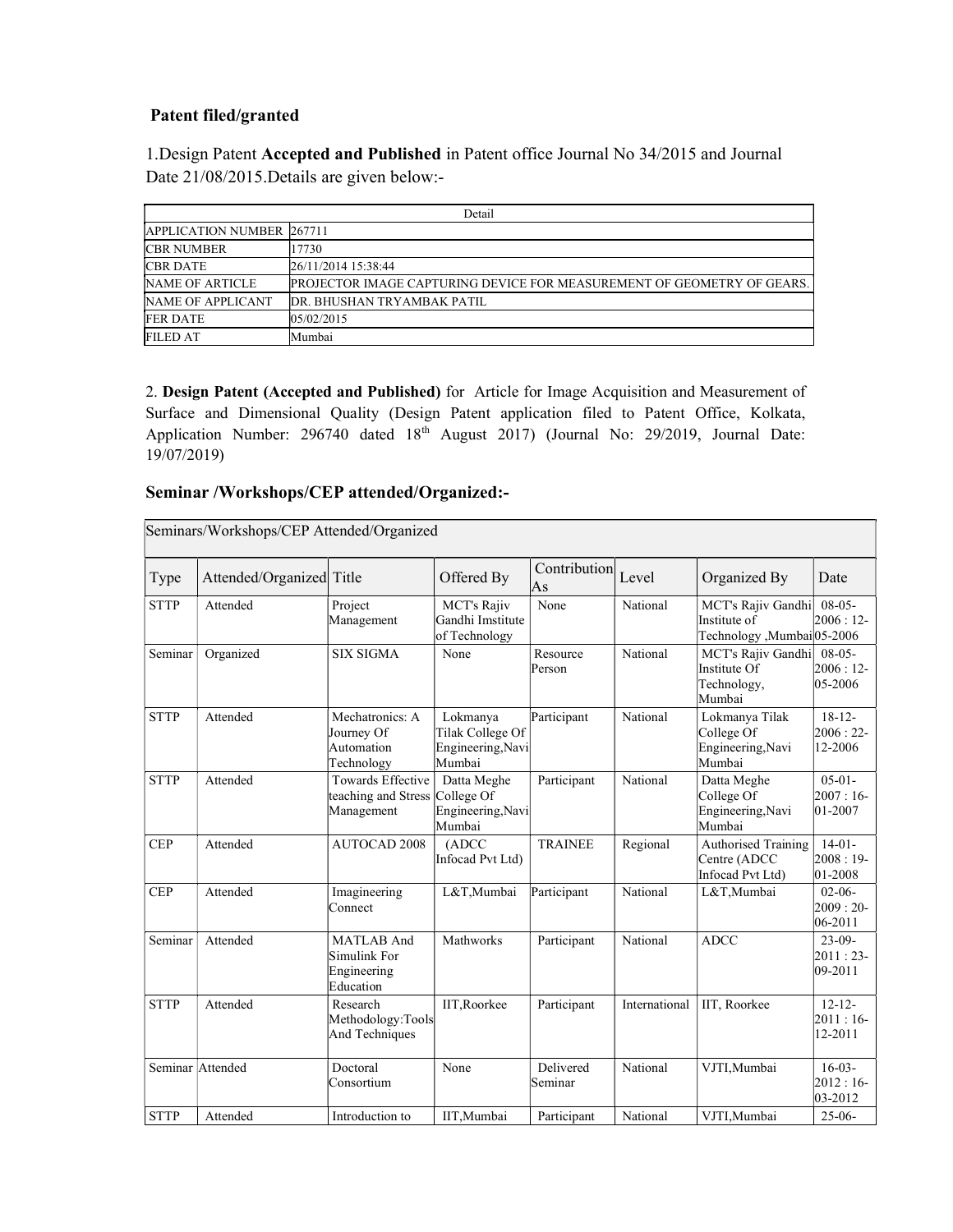### Patent filed/granted

1.Design Patent **Accepted and Published** in Patent office Journal No 34/2015 and Journal Date 21/08/2015.Details are given below:-

| Detail | |
|---|---|
| APPLICATION NUMBER | 267711 |
| CBR NUMBER | 17730 |
| CBR DATE | 26/11/2014 15:38:44 |
| NAME OF ARTICLE | PROJECTOR IMAGE CAPTURING DEVICE FOR MEASUREMENT OF GEOMETRY OF GEARS. |
| NAME OF APPLICANT | DR. BHUSHAN TRYAMBAK PATIL |
| FER DATE | 05/02/2015 |
| FILED AT | Mumbai |

2. **Design Patent (Accepted and Published)** for Article for Image Acquisition and Measurement of Surface and Dimensional Quality (Design Patent application filed to Patent Office, Kolkata, Application Number: 296740 dated 18th August 2017) (Journal No: 29/2019, Journal Date: 19/07/2019)

### Seminar /Workshops/CEP attended/Organized:-

| Seminars/Workshops/CEP Attended/Organized | | | | | | | |
|---|---|---|---|---|---|---|---|
| Type | Attended/Organized | Title | Offered By | Contribution As | Level | Organized By | Date |
| STTP | Attended | Project Management | MCT's Rajiv Gandhi Imstitute of Technology | None | National | MCT's Rajiv Gandhi Institute of Technology ,Mumbai | 08-05-2006 : 12-05-2006 |
| Seminar | Organized | SIX SIGMA | None | Resource Person | National | MCT's Rajiv Gandhi Institute Of Technology, Mumbai | 08-05-2006 : 12-05-2006 |
| STTP | Attended | Mechatronics: A Journey Of Automation Technology | Lokmanya Tilak College Of Engineering,Navi Mumbai | Participant | National | Lokmanya Tilak College Of Engineering,Navi Mumbai | 18-12-2006 : 22-12-2006 |
| STTP | Attended | Towards Effective teaching and Stress Management | Datta Meghe College Of Engineering,Navi Mumbai | Participant | National | Datta Meghe College Of Engineering,Navi Mumbai | 05-01-2007 : 16-01-2007 |
| CEP | Attended | AUTOCAD 2008 | (ADCC Infocad Pvt Ltd) | TRAINEE | Regional | Authorised Training Centre (ADCC Infocad Pvt Ltd) | 14-01-2008 : 19-01-2008 |
| CEP | Attended | Imagineering Connect | L&T,Mumbai | Participant | National | L&T,Mumbai | 02-06-2009 : 20-06-2011 |
| Seminar | Attended | MATLAB And Simulink For Engineering Education | Mathworks | Participant | National | ADCC | 23-09-2011 : 23-09-2011 |
| STTP | Attended | Research Methodology:Tools And Techniques | IIT,Roorkee | Participant | International | IIT, Roorkee | 12-12-2011 : 16-12-2011 |
| Seminar | Attended | Doctoral Consortium | None | Delivered Seminar | National | VJTI,Mumbai | 16-03-2012 : 16-03-2012 |
| STTP | Attended | Introduction to | IIT,Mumbai | Participant | National | VJTI,Mumbai | 25-06- |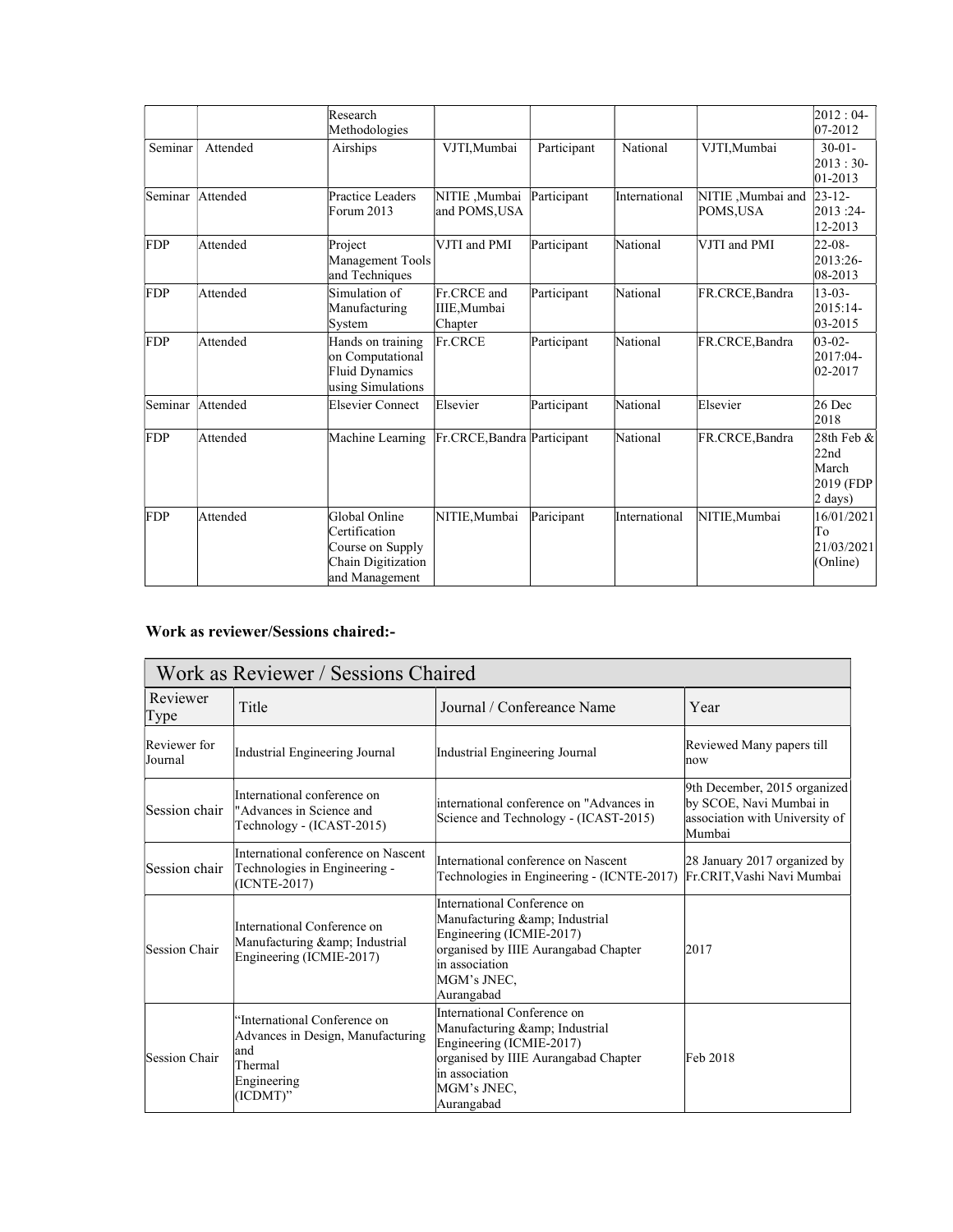|  |  | Research Methodologies |  |  |  |  | 2012 : 04-07-2012 |
|---|---|---|---|---|---|---|---|
| Seminar | Attended | Airships | VJTI,Mumbai | Participant | National | VJTI,Mumbai | 30-01-2013 : 30-01-2013 |
| Seminar | Attended | Practice Leaders Forum 2013 | NITIE ,Mumbai and POMS,USA | Participant | International | NITIE ,Mumbai and POMS,USA | 23-12-2013 :24-12-2013 |
| FDP | Attended | Project Management Tools and Techniques | VJTI and PMI | Participant | National | VJTI and PMI | 22-08-2013:26-08-2013 |
| FDP | Attended | Simulation of Manufacturing System | Fr.CRCE and IIIE,Mumbai Chapter | Participant | National | FR.CRCE,Bandra | 13-03-2015:14-03-2015 |
| FDP | Attended | Hands on training on Computational Fluid Dynamics using Simulations | Fr.CRCE | Participant | National | FR.CRCE,Bandra | 03-02-2017:04-02-2017 |
| Seminar | Attended | Elsevier Connect | Elsevier | Participant | National | Elsevier | 26 Dec 2018 |
| FDP | Attended | Machine Learning | Fr.CRCE,Bandra | Participant | National | FR.CRCE,Bandra | 28th Feb & 22nd March 2019 (FDP 2 days) |
| FDP | Attended | Global Online Certification Course on Supply Chain Digitization and Management | NITIE,Mumbai | Paricipant | International | NITIE,Mumbai | 16/01/2021 To 21/03/2021 (Online) |

**Work as reviewer/Sessions chaired:-**

| Work as Reviewer / Sessions Chaired |  |  |  |
|---|---|---|---|
| Reviewer Type | Title | Journal / Confereance Name | Year |
| Reviewer for Journal | Industrial Engineering Journal | Industrial Engineering Journal | Reviewed Many papers till now |
| Session chair | International conference on "Advances in Science and Technology - (ICAST-2015) | international conference on "Advances in Science and Technology - (ICAST-2015) | 9th December, 2015 organized by SCOE, Navi Mumbai in association with University of Mumbai |
| Session chair | International conference on Nascent Technologies in Engineering - (ICNTE-2017) | International conference on Nascent Technologies in Engineering - (ICNTE-2017) | 28 January 2017 organized by Fr.CRIT,Vashi Navi Mumbai |
| Session Chair | International Conference on Manufacturing &amp; Industrial Engineering (ICMIE-2017) | International Conference on Manufacturing &amp; Industrial Engineering (ICMIE-2017) organised by IIIE Aurangabad Chapter in association MGM's JNEC, Aurangabad | 2017 |
| Session Chair | "International Conference on Advances in Design, Manufacturing and Thermal Engineering (ICDMT)" | International Conference on Manufacturing &amp; Industrial Engineering (ICMIE-2017) organised by IIIE Aurangabad Chapter in association MGM's JNEC, Aurangabad | Feb 2018 |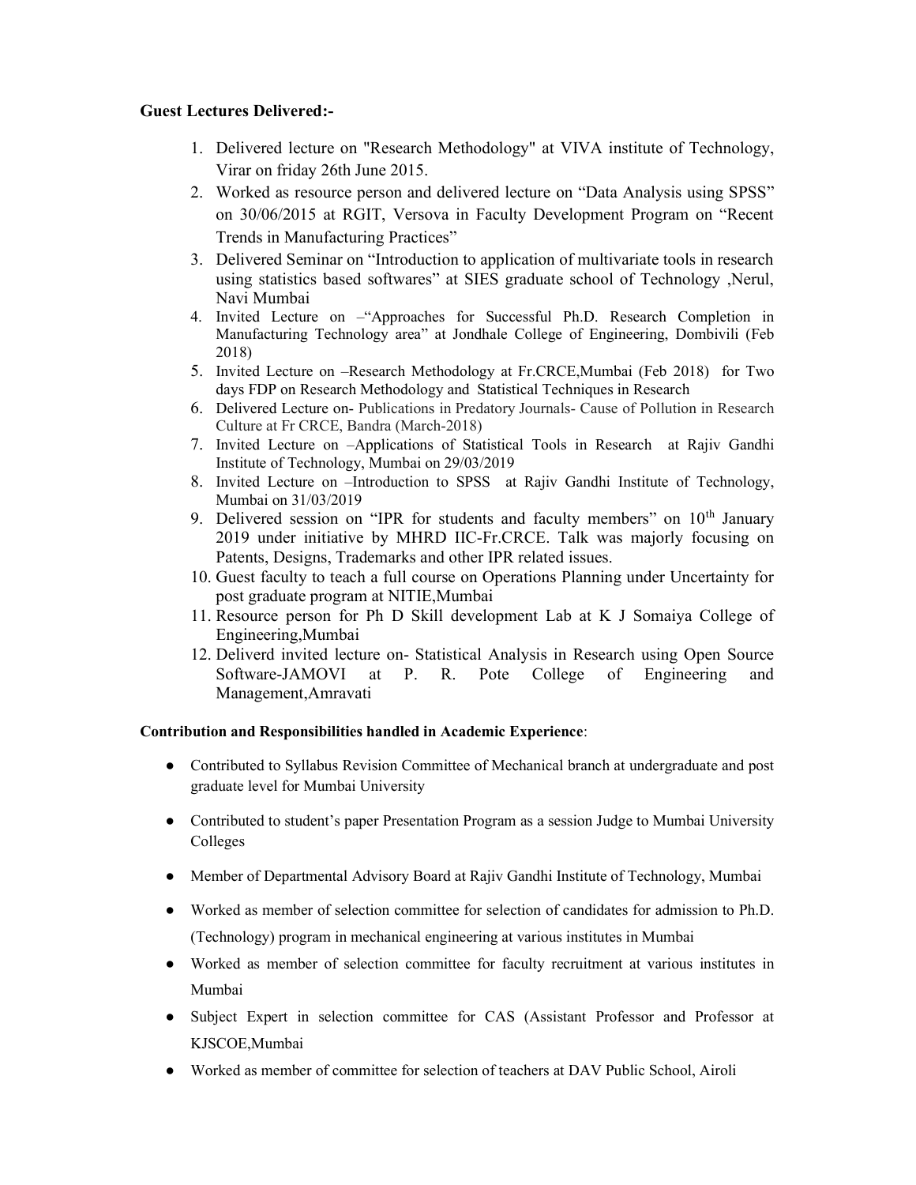**Guest Lectures Delivered:-**

1. Delivered lecture on "Research Methodology" at VIVA institute of Technology, Virar on friday 26th June 2015.
2. Worked as resource person and delivered lecture on "Data Analysis using SPSS" on 30/06/2015 at RGIT, Versova in Faculty Development Program on "Recent Trends in Manufacturing Practices"
3. Delivered Seminar on "Introduction to application of multivariate tools in research using statistics based softwares" at SIES graduate school of Technology ,Nerul, Navi Mumbai
4. Invited Lecture on –"Approaches for Successful Ph.D. Research Completion in Manufacturing Technology area" at Jondhale College of Engineering, Dombivili (Feb 2018)
5. Invited Lecture on –Research Methodology at Fr.CRCE,Mumbai (Feb 2018) for Two days FDP on Research Methodology and Statistical Techniques in Research
6. Delivered Lecture on- Publications in Predatory Journals- Cause of Pollution in Research Culture at Fr CRCE, Bandra (March-2018)
7. Invited Lecture on –Applications of Statistical Tools in Research at Rajiv Gandhi Institute of Technology, Mumbai on 29/03/2019
8. Invited Lecture on –Introduction to SPSS at Rajiv Gandhi Institute of Technology, Mumbai on 31/03/2019
9. Delivered session on "IPR for students and faculty members" on 10th January 2019 under initiative by MHRD IIC-Fr.CRCE. Talk was majorly focusing on Patents, Designs, Trademarks and other IPR related issues.
10. Guest faculty to teach a full course on Operations Planning under Uncertainty for post graduate program at NITIE,Mumbai
11. Resource person for Ph D Skill development Lab at K J Somaiya College of Engineering,Mumbai
12. Deliverd invited lecture on- Statistical Analysis in Research using Open Source Software-JAMOVI at P. R. Pote College of Engineering and Management,Amravati

**Contribution and Responsibilities handled in Academic Experience**:

- Contributed to Syllabus Revision Committee of Mechanical branch at undergraduate and post graduate level for Mumbai University
- Contributed to student's paper Presentation Program as a session Judge to Mumbai University Colleges
- Member of Departmental Advisory Board at Rajiv Gandhi Institute of Technology, Mumbai
- Worked as member of selection committee for selection of candidates for admission to Ph.D. (Technology) program in mechanical engineering at various institutes in Mumbai
- Worked as member of selection committee for faculty recruitment at various institutes in Mumbai
- Subject Expert in selection committee for CAS (Assistant Professor and Professor at KJSCOE,Mumbai
- Worked as member of committee for selection of teachers at DAV Public School, Airoli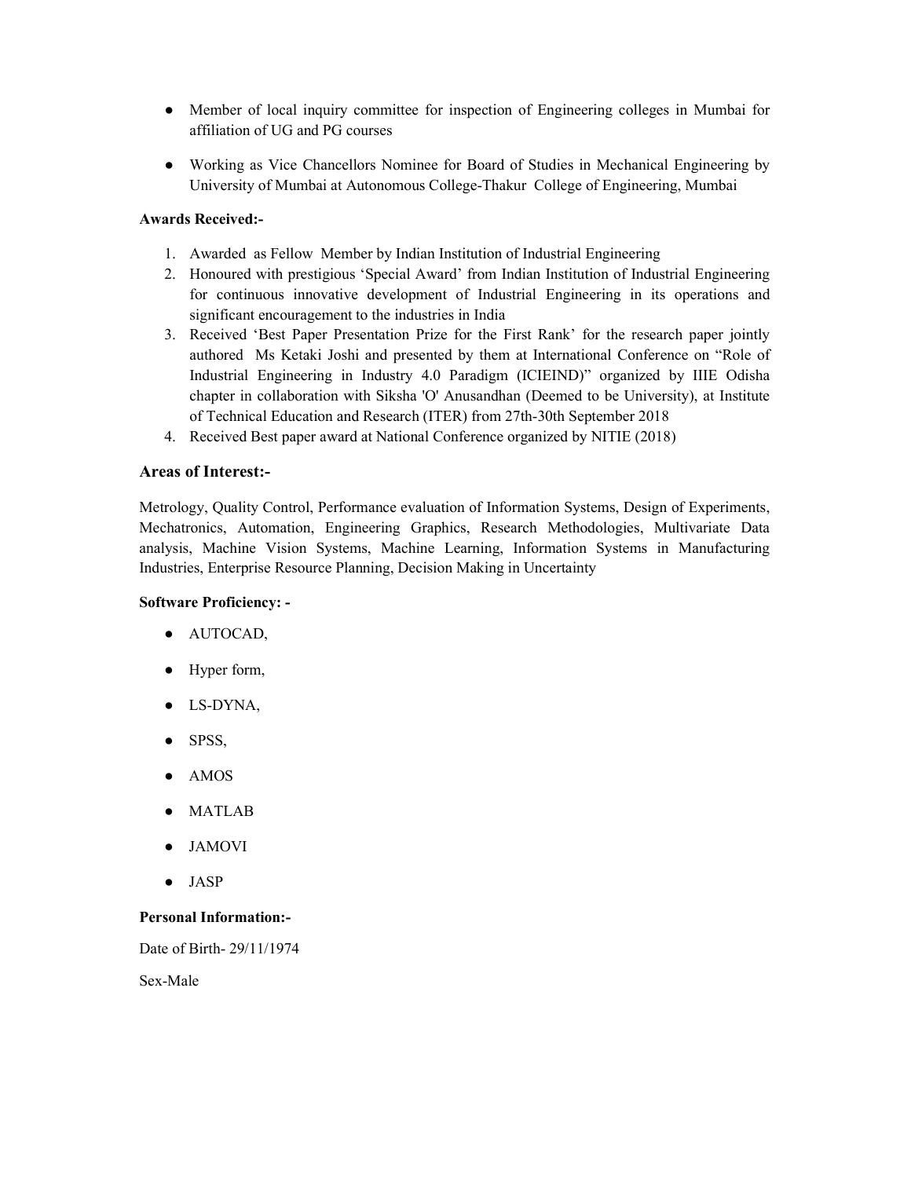- Member of local inquiry committee for inspection of Engineering colleges in Mumbai for affiliation of UG and PG courses

- Working as Vice Chancellors Nominee for Board of Studies in Mechanical Engineering by University of Mumbai at Autonomous College-Thakur College of Engineering, Mumbai

**Awards Received:-**

1. Awarded as Fellow Member by Indian Institution of Industrial Engineering
2. Honoured with prestigious 'Special Award' from Indian Institution of Industrial Engineering for continuous innovative development of Industrial Engineering in its operations and significant encouragement to the industries in India
3. Received 'Best Paper Presentation Prize for the First Rank' for the research paper jointly authored Ms Ketaki Joshi and presented by them at International Conference on "Role of Industrial Engineering in Industry 4.0 Paradigm (ICIEIND)" organized by IIIE Odisha chapter in collaboration with Siksha 'O' Anusandhan (Deemed to be University), at Institute of Technical Education and Research (ITER) from 27th-30th September 2018
4. Received Best paper award at National Conference organized by NITIE (2018)

## Areas of Interest:-

Metrology, Quality Control, Performance evaluation of Information Systems, Design of Experiments, Mechatronics, Automation, Engineering Graphics, Research Methodologies, Multivariate Data analysis, Machine Vision Systems, Machine Learning, Information Systems in Manufacturing Industries, Enterprise Resource Planning, Decision Making in Uncertainty

**Software Proficiency: -**

- AUTOCAD,
- Hyper form,
- LS-DYNA,
- SPSS,
- AMOS
- MATLAB
- JAMOVI
- JASP

**Personal Information:-**

Date of Birth- 29/11/1974

Sex-Male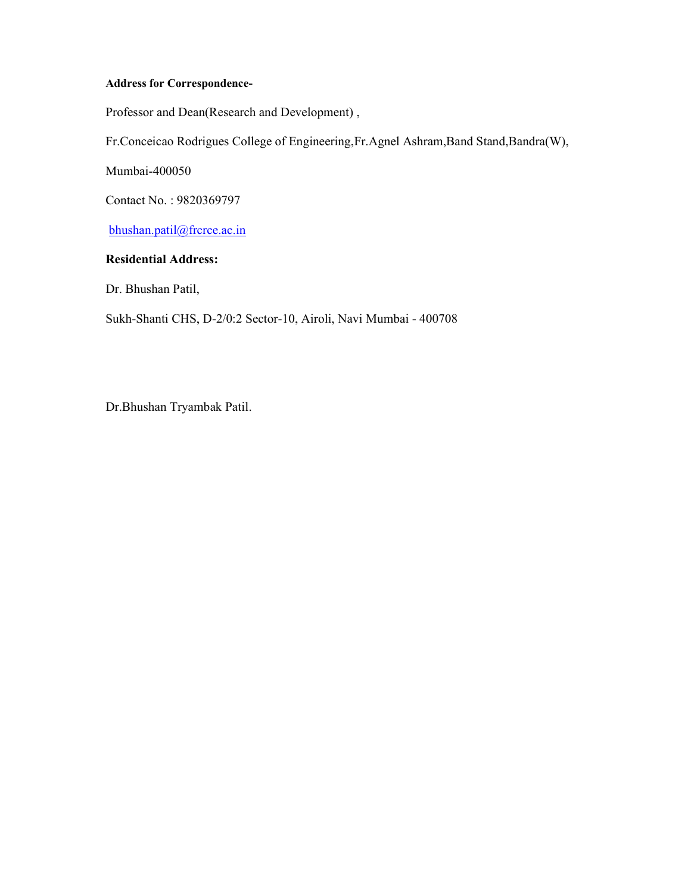**Address for Correspondence-**

Professor and Dean(Research and Development) ,

Fr.Conceicao Rodrigues College of Engineering,Fr.Agnel Ashram,Band Stand,Bandra(W),

Mumbai-400050

Contact No. : 9820369797

bhushan.patil@frcrce.ac.in

**Residential Address:**

Dr. Bhushan Patil,

Sukh-Shanti CHS, D-2/0:2 Sector-10, Airoli, Navi Mumbai - 400708

Dr.Bhushan Tryambak Patil.